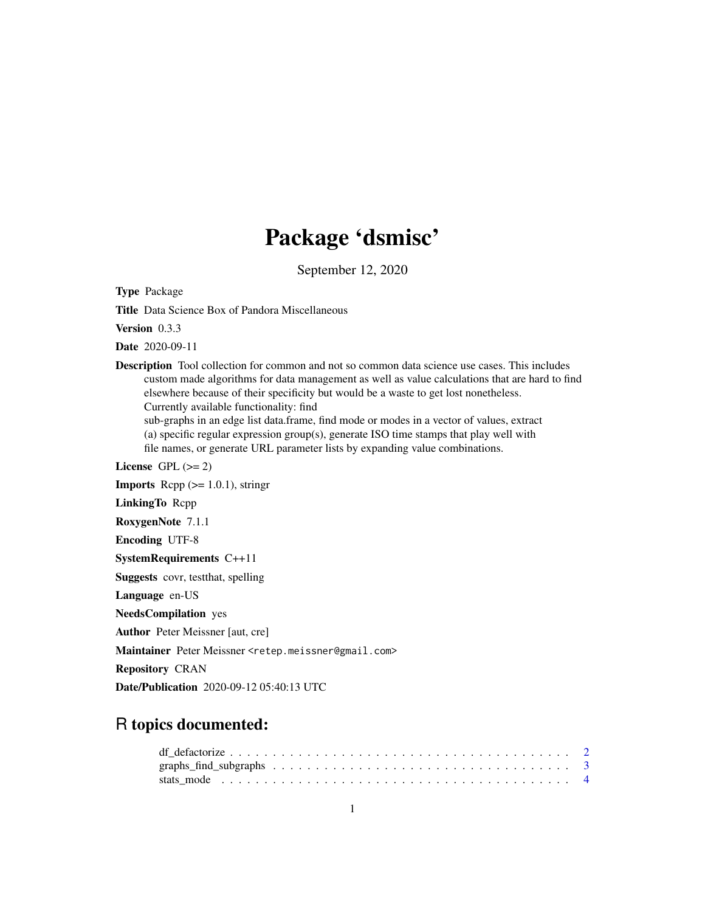# Package 'dsmisc'

September 12, 2020

**Type** Package

**Title** Data Science Box of Pandora Miscellaneous

**Version** 0.3.3

**Date** 2020-09-11

**Description** Tool collection for common and not so common data science use cases. This includes custom made algorithms for data management as well as value calculations that are hard to find elsewhere because of their specificity but would be a waste to get lost nonetheless.
Currently available functionality: find
sub-graphs in an edge list data.frame, find mode or modes in a vector of values, extract (a) specific regular expression group(s), generate ISO time stamps that play well with file names, or generate URL parameter lists by expanding value combinations.

**License** GPL (>= 2)

**Imports** Rcpp (>= 1.0.1), stringr

**LinkingTo** Rcpp

**RoxygenNote** 7.1.1

**Encoding** UTF-8

**SystemRequirements** C++11

**Suggests** covr, testthat, spelling

**Language** en-US

**NeedsCompilation** yes

**Author** Peter Meissner [aut, cre]

**Maintainer** Peter Meissner <retep.meissner@gmail.com>

**Repository** CRAN

**Date/Publication** 2020-09-12 05:40:13 UTC

## R topics documented:

- df_defactorize . . . . . . . . . . . . . . . . . . . . . . . . . . . . . . . . . . . . . . . . 2
- graphs_find_subgraphs . . . . . . . . . . . . . . . . . . . . . . . . . . . . . . . . . . . 3
- stats_mode . . . . . . . . . . . . . . . . . . . . . . . . . . . . . . . . . . . . . . . . . . 4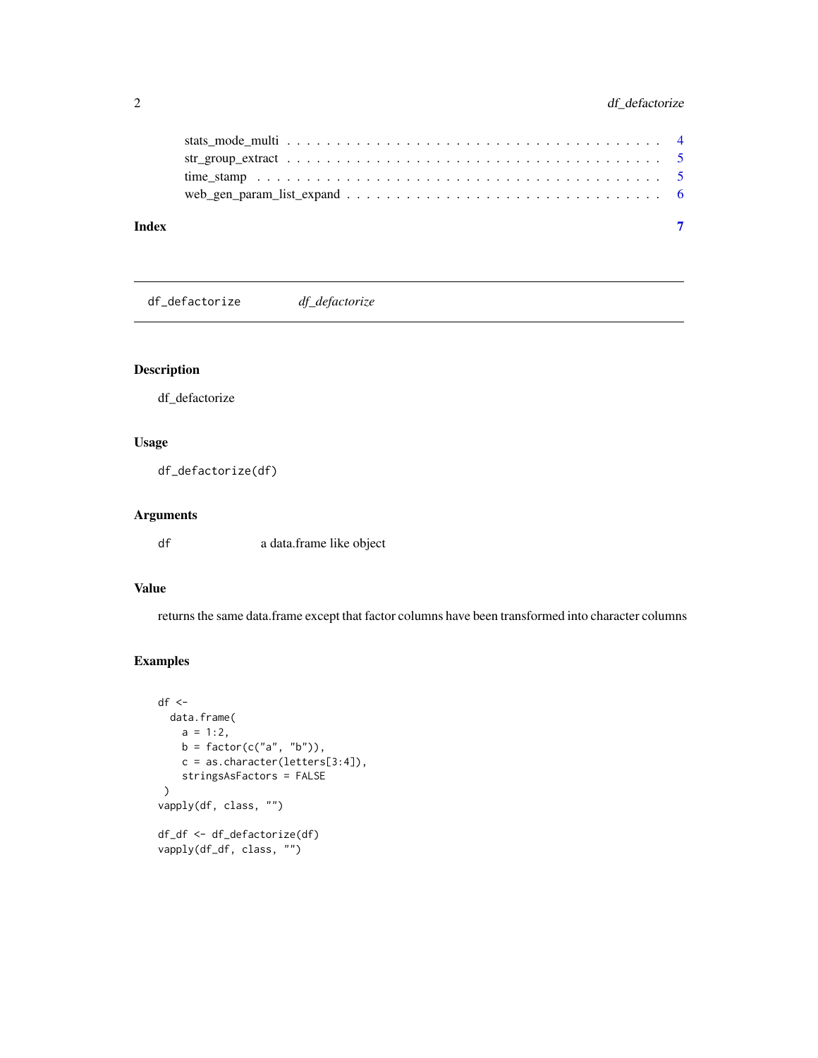stats_mode_multi . . . . . . . . . . . . . . . . . . . . . . . . . . . . . . . . . . 4
str_group_extract . . . . . . . . . . . . . . . . . . . . . . . . . . . . . . . . . . 5
time_stamp . . . . . . . . . . . . . . . . . . . . . . . . . . . . . . . . . . . . . 5
web_gen_param_list_expand . . . . . . . . . . . . . . . . . . . . . . . . . . . . . 6

**Index** **7**

---

`df_defactorize` *df_defactorize*

---

## Description

df_defactorize

## Usage

```
df_defactorize(df)
```

## Arguments

| | |
|---|---|
| df | a data.frame like object |

## Value

returns the same data.frame except that factor columns have been transformed into character columns

## Examples

```
df <-
  data.frame(
    a = 1:2,
    b = factor(c("a", "b")),
    c = as.character(letters[3:4]),
    stringsAsFactors = FALSE
 )
vapply(df, class, "")

df_df <- df_defactorize(df)
vapply(df_df, class, "")
```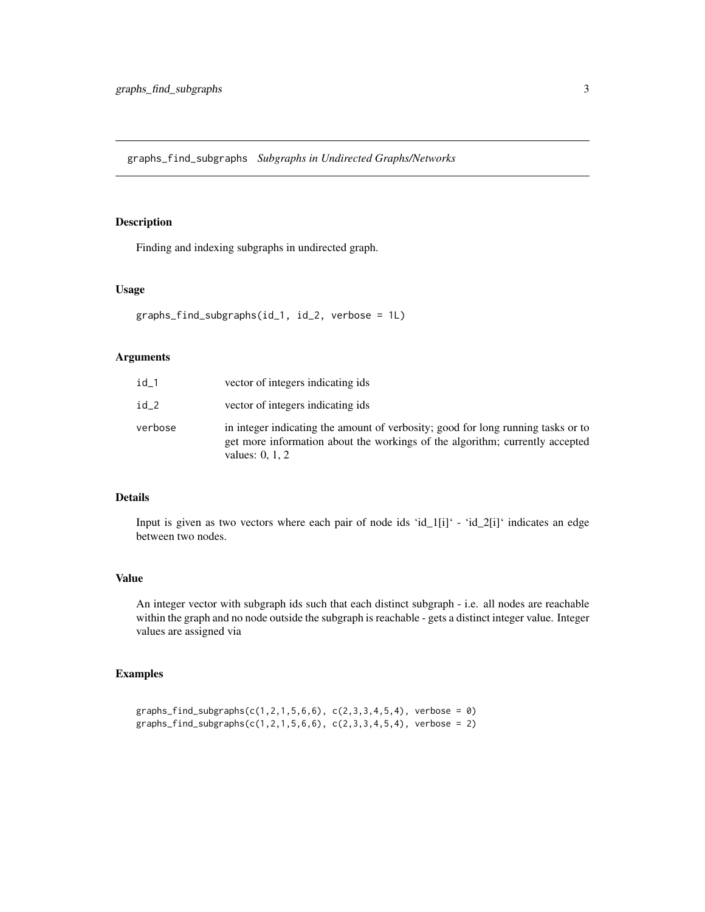graphs_find_subgraphs *Subgraphs in Undirected Graphs/Networks*

## Description

Finding and indexing subgraphs in undirected graph.

## Usage

```
graphs_find_subgraphs(id_1, id_2, verbose = 1L)
```

## Arguments

| | |
|---|---|
| id_1 | vector of integers indicating ids |
| id_2 | vector of integers indicating ids |
| verbose | in integer indicating the amount of verbosity; good for long running tasks or to get more information about the workings of the algorithm; currently accepted values: 0, 1, 2 |

## Details

Input is given as two vectors where each pair of node ids 'id_1[i]' - 'id_2[i]' indicates an edge between two nodes.

## Value

An integer vector with subgraph ids such that each distinct subgraph - i.e. all nodes are reachable within the graph and no node outside the subgraph is reachable - gets a distinct integer value. Integer values are assigned via

## Examples

```
graphs_find_subgraphs(c(1,2,1,5,6,6), c(2,3,3,4,5,4), verbose = 0)
graphs_find_subgraphs(c(1,2,1,5,6,6), c(2,3,3,4,5,4), verbose = 2)
```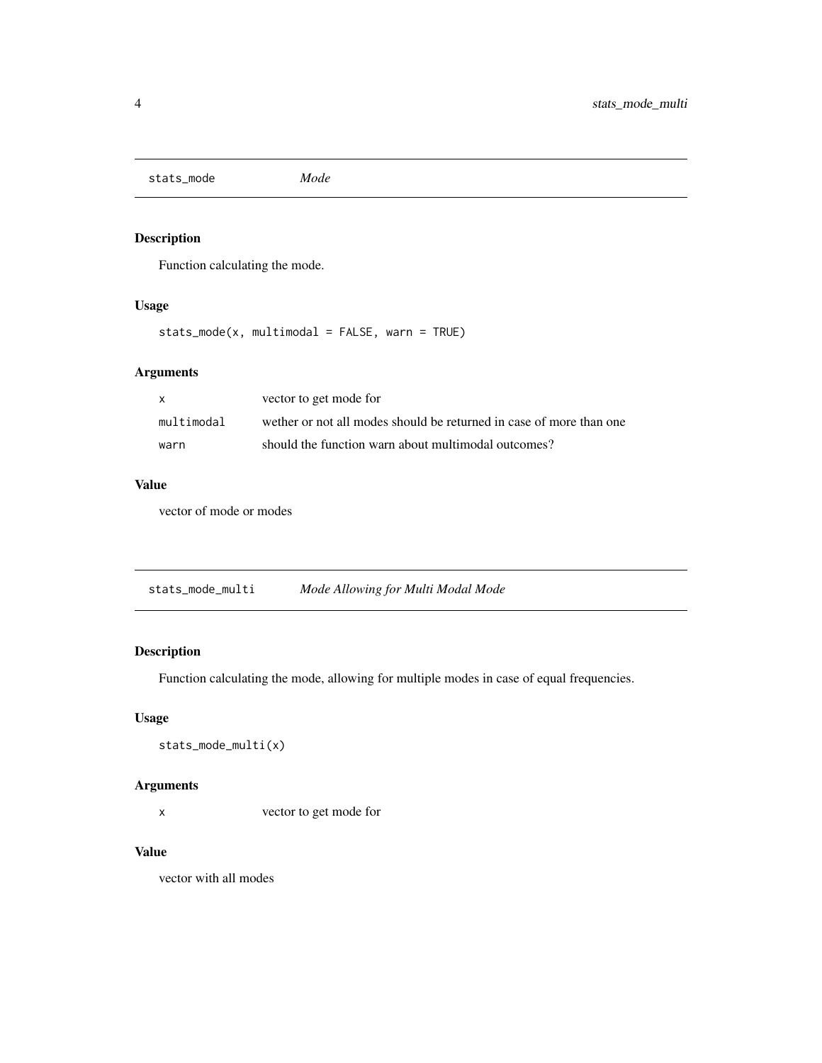## stats_mode *Mode*

### Description

Function calculating the mode.

### Usage

```
stats_mode(x, multimodal = FALSE, warn = TRUE)
```

### Arguments

| | |
|---|---|
| x | vector to get mode for |
| multimodal | wether or not all modes should be returned in case of more than one |
| warn | should the function warn about multimodal outcomes? |

### Value

vector of mode or modes

## stats_mode_multi *Mode Allowing for Multi Modal Mode*

### Description

Function calculating the mode, allowing for multiple modes in case of equal frequencies.

### Usage

```
stats_mode_multi(x)
```

### Arguments

| | |
|---|---|
| x | vector to get mode for |

### Value

vector with all modes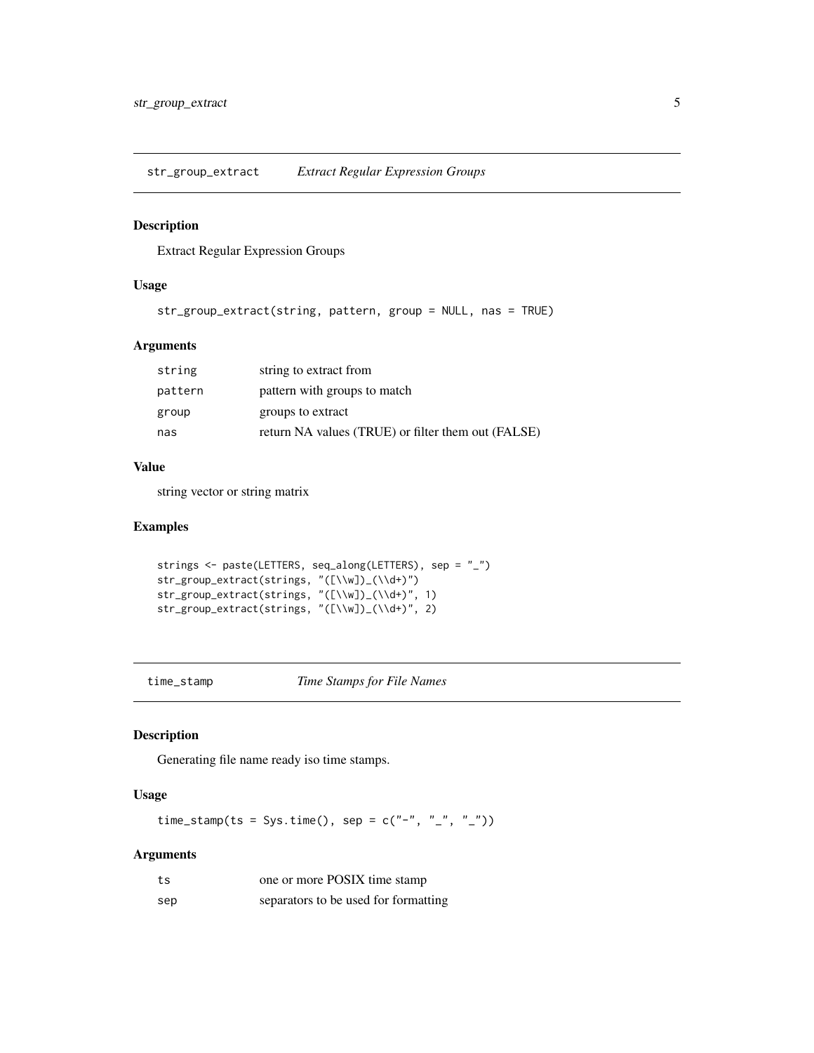## str_group_extract *Extract Regular Expression Groups*

### Description

Extract Regular Expression Groups

### Usage

```
str_group_extract(string, pattern, group = NULL, nas = TRUE)
```

### Arguments

| | |
|---|---|
| string | string to extract from |
| pattern | pattern with groups to match |
| group | groups to extract |
| nas | return NA values (TRUE) or filter them out (FALSE) |

### Value

string vector or string matrix

### Examples

```
strings <- paste(LETTERS, seq_along(LETTERS), sep = "_")
str_group_extract(strings, "([\\w])_(\\d+)")
str_group_extract(strings, "([\\w])_(\\d+)", 1)
str_group_extract(strings, "([\\w])_(\\d+)", 2)
```

## time_stamp *Time Stamps for File Names*

### Description

Generating file name ready iso time stamps.

### Usage

```
time_stamp(ts = Sys.time(), sep = c("-", "_", "_"))
```

### Arguments

| | |
|---|---|
| ts | one or more POSIX time stamp |
| sep | separators to be used for formatting |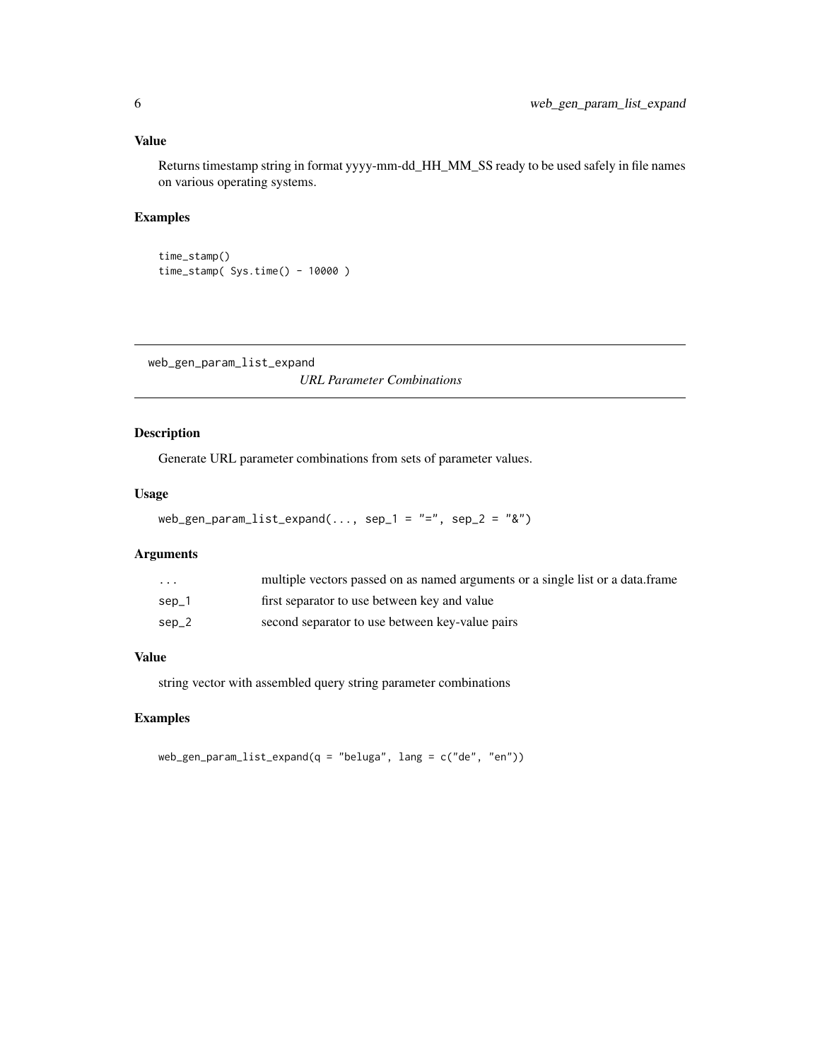## Value

Returns timestamp string in format yyyy-mm-dd_HH_MM_SS ready to be used safely in file names on various operating systems.

## Examples

```
time_stamp()
time_stamp( Sys.time() - 10000 )
```

---

# web_gen_param_list_expand

*URL Parameter Combinations*

---

## Description

Generate URL parameter combinations from sets of parameter values.

## Usage

```
web_gen_param_list_expand(..., sep_1 = "=", sep_2 = "&")
```

## Arguments

| | |
|---|---|
| ... | multiple vectors passed on as named arguments or a single list or a data.frame |
| sep_1 | first separator to use between key and value |
| sep_2 | second separator to use between key-value pairs |

## Value

string vector with assembled query string parameter combinations

## Examples

```
web_gen_param_list_expand(q = "beluga", lang = c("de", "en"))
```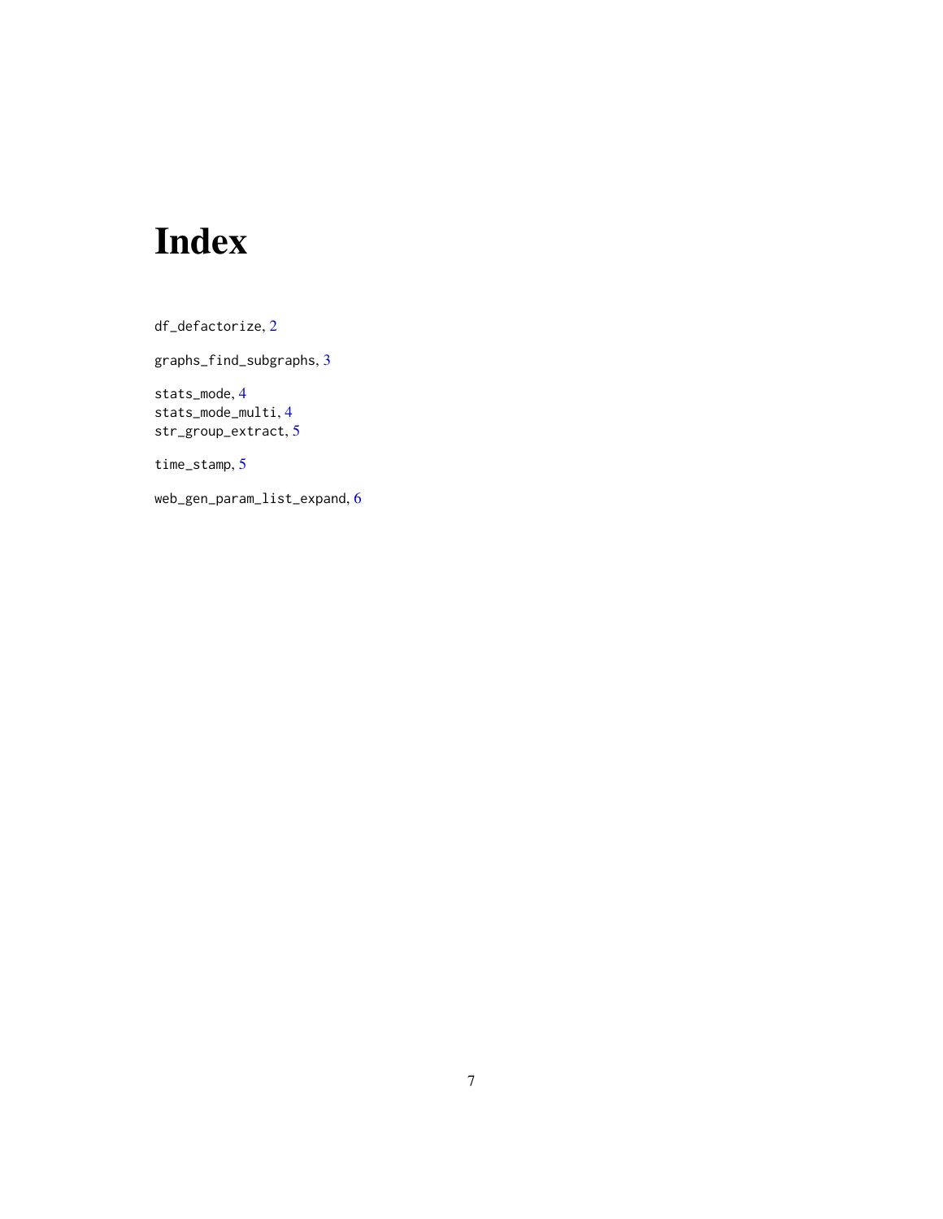# Index

df_defactorize, 2

graphs_find_subgraphs, 3

stats_mode, 4
stats_mode_multi, 4
str_group_extract, 5

time_stamp, 5

web_gen_param_list_expand, 6